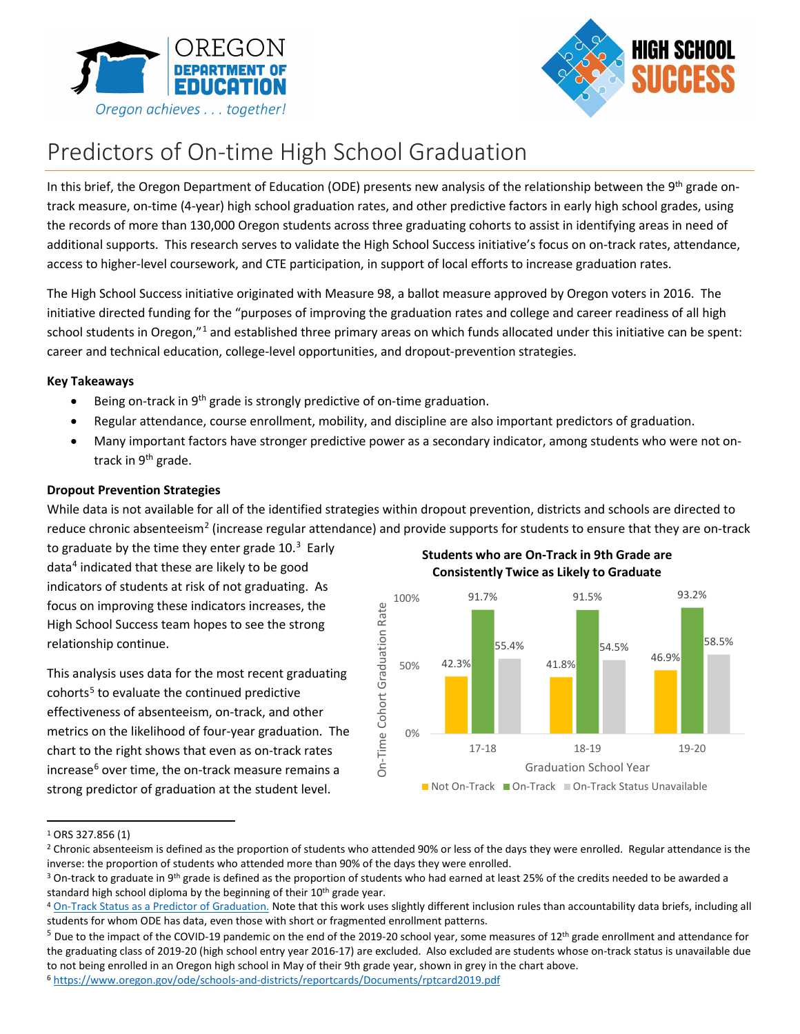# Predictors of On-time High School Graduation

In this brief, the Oregon Department of Education (ODE) presents new analysis of the relationship between the 9th grade on-track measure, on-time (4-year) high school graduation rates, and other predictive factors in early high school grades, using the records of more than 130,000 Oregon students across three graduating cohorts to assist in identifying areas in need of additional supports. This research serves to validate the High School Success initiative's focus on on-track rates, attendance, access to higher-level coursework, and CTE participation, in support of local efforts to increase graduation rates.

The High School Success initiative originated with Measure 98, a ballot measure approved by Oregon voters in 2016. The initiative directed funding for the "purposes of improving the graduation rates and college and career readiness of all high school students in Oregon,"[1] and established three primary areas on which funds allocated under this initiative can be spent: career and technical education, college-level opportunities, and dropout-prevention strategies.

**Key Takeaways**

- Being on-track in 9th grade is strongly predictive of on-time graduation.
- Regular attendance, course enrollment, mobility, and discipline are also important predictors of graduation.
- Many important factors have stronger predictive power as a secondary indicator, among students who were not on-track in 9th grade.

**Dropout Prevention Strategies**

While data is not available for all of the identified strategies within dropout prevention, districts and schools are directed to reduce chronic absenteeism[2] (increase regular attendance) and provide supports for students to ensure that they are on-track to graduate by the time they enter grade 10.[3] Early data[4] indicated that these are likely to be good indicators of students at risk of not graduating. As focus on improving these indicators increases, the High School Success team hopes to see the strong relationship continue.

This analysis uses data for the most recent graduating cohorts[5] to evaluate the continued predictive effectiveness of absenteeism, on-track, and other metrics on the likelihood of four-year graduation. The chart to the right shows that even as on-track rates increase[6] over time, the on-track measure remains a strong predictor of graduation at the student level.

**Students who are On-Track in 9th Grade are Consistently Twice as Likely to Graduate**

On-Time Cohort Graduation Rate by Graduation School Year

| Graduation School Year | Not On-Track | On-Track | On-Track Status Unavailable |
|---|---|---|---|
| 17-18 | 42.3% | 91.7% | 55.4% |
| 18-19 | 41.8% | 91.5% | 54.5% |
| 19-20 | 46.9% | 93.2% | 58.5% |

---

[1] ORS 327.856 (1)

[2] Chronic absenteeism is defined as the proportion of students who attended 90% or less of the days they were enrolled. Regular attendance is the inverse: the proportion of students who attended more than 90% of the days they were enrolled.

[3] On-track to graduate in 9th grade is defined as the proportion of students who had earned at least 25% of the credits needed to be awarded a standard high school diploma by the beginning of their 10th grade year.

[4] On-Track Status as a Predictor of Graduation. Note that this work uses slightly different inclusion rules than accountability data briefs, including all students for whom ODE has data, even those with short or fragmented enrollment patterns.

[5] Due to the impact of the COVID-19 pandemic on the end of the 2019-20 school year, some measures of 12th grade enrollment and attendance for the graduating class of 2019-20 (high school entry year 2016-17) are excluded. Also excluded are students whose on-track status is unavailable due to not being enrolled in an Oregon high school in May of their 9th grade year, shown in grey in the chart above.

[6] https://www.oregon.gov/ode/schools-and-districts/reportcards/Documents/rptcard2019.pdf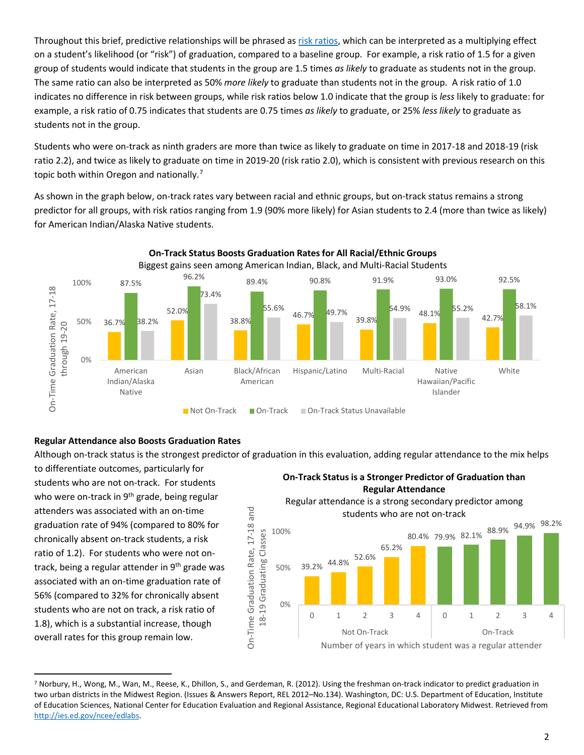Throughout this brief, predictive relationships will be phrased as [risk ratios](), which can be interpreted as a multiplying effect on a student's likelihood (or "risk") of graduation, compared to a baseline group. For example, a risk ratio of 1.5 for a given group of students would indicate that students in the group are 1.5 times *as likely* to graduate as students not in the group. The same ratio can also be interpreted as 50% *more likely* to graduate than students not in the group. A risk ratio of 1.0 indicates no difference in risk between groups, while risk ratios below 1.0 indicate that the group is *less* likely to graduate: for example, a risk ratio of 0.75 indicates that students are 0.75 times *as likely* to graduate, or 25% *less likely* to graduate as students not in the group.

Students who were on-track as ninth graders are more than twice as likely to graduate on time in 2017-18 and 2018-19 (risk ratio 2.2), and twice as likely to graduate on time in 2019-20 (risk ratio 2.0), which is consistent with previous research on this topic both within Oregon and nationally.[7]

As shown in the graph below, on-track rates vary between racial and ethnic groups, but on-track status remains a strong predictor for all groups, with risk ratios ranging from 1.9 (90% more likely) for Asian students to 2.4 (more than twice as likely) for American Indian/Alaska Native students.

**On-Track Status Boosts Graduation Rates for All Racial/Ethnic Groups**

Biggest gains seen among American Indian, Black, and Multi-Racial Students

On-Time Graduation Rate, 17-18 through 19-20

| | Not On-Track | On-Track | On-Track Status Unavailable |
|---|---|---|---|
| American Indian/Alaska Native | 36.7% | 87.5% | 38.2% |
| Asian | 52.0% | 96.2% | 73.4% |
| Black/African American | 38.8% | 89.4% | 55.6% |
| Hispanic/Latino | 46.7% | 90.8% | 49.7% |
| Multi-Racial | 39.8% | 91.9% | 54.9% |
| Native Hawaiian/Pacific Islander | 48.1% | 93.0% | 55.2% |
| White | 42.7% | 92.5% | 58.1% |

### Regular Attendance also Boosts Graduation Rates

Although on-track status is the strongest predictor of graduation in this evaluation, adding regular attendance to the mix helps to differentiate outcomes, particularly for students who are not on-track. For students who were on-track in 9th grade, being regular attenders was associated with an on-time graduation rate of 94% (compared to 80% for chronically absent on-track students, a risk ratio of 1.2). For students who were not on-track, being a regular attender in 9th grade was associated with an on-time graduation rate of 56% (compared to 32% for chronically absent students who were not on track, a risk ratio of 1.8), which is a substantial increase, though overall rates for this group remain low.

**On-Track Status is a Stronger Predictor of Graduation than Regular Attendance**

Regular attendance is a strong secondary predictor among students who are not on-track

On-Time Graduation Rate, 17-18 and 18-19 Graduating Classes

| Number of years in which student was a regular attender | 0 | 1 | 2 | 3 | 4 |
|---|---|---|---|---|---|
| Not On-Track | 39.2% | 44.8% | 52.6% | 65.2% | 80.4% |
| On-Track | 79.9% | 82.1% | 88.9% | 94.9% | 98.2% |

---

[7] Norbury, H., Wong, M., Wan, M., Reese, K., Dhillon, S., and Gerdeman, R. (2012). Using the freshman on-track indicator to predict graduation in two urban districts in the Midwest Region. (Issues & Answers Report, REL 2012–No.134). Washington, DC: U.S. Department of Education, Institute of Education Sciences, National Center for Education Evaluation and Regional Assistance, Regional Educational Laboratory Midwest. Retrieved from http://ies.ed.gov/ncee/edlabs.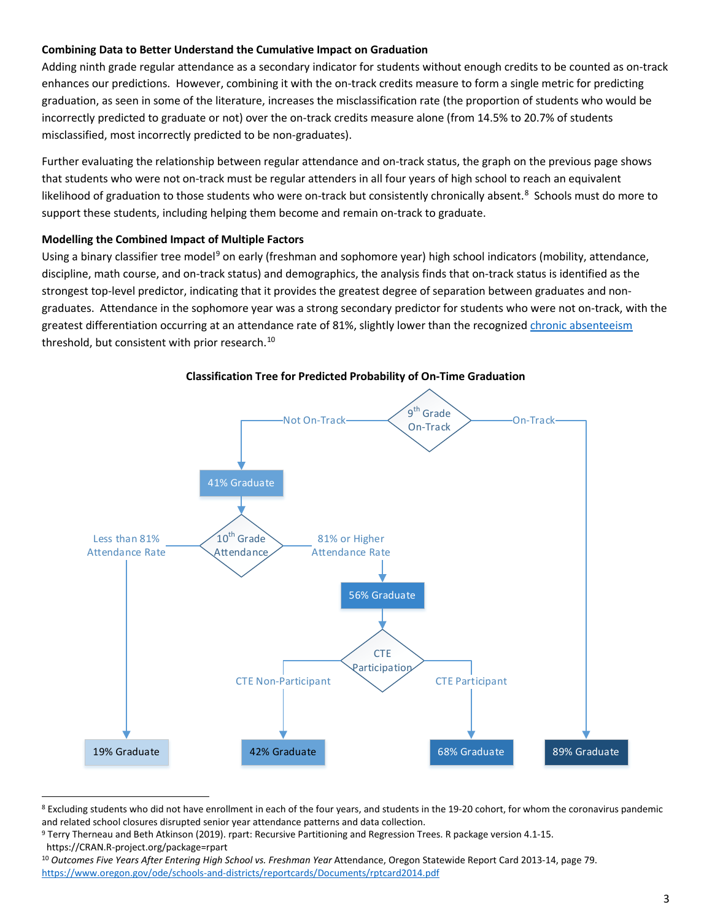**Combining Data to Better Understand the Cumulative Impact on Graduation**

Adding ninth grade regular attendance as a secondary indicator for students without enough credits to be counted as on-track enhances our predictions. However, combining it with the on-track credits measure to form a single metric for predicting graduation, as seen in some of the literature, increases the misclassification rate (the proportion of students who would be incorrectly predicted to graduate or not) over the on-track credits measure alone (from 14.5% to 20.7% of students misclassified, most incorrectly predicted to be non-graduates).

Further evaluating the relationship between regular attendance and on-track status, the graph on the previous page shows that students who were not on-track must be regular attenders in all four years of high school to reach an equivalent likelihood of graduation to those students who were on-track but consistently chronically absent.[8] Schools must do more to support these students, including helping them become and remain on-track to graduate.

**Modelling the Combined Impact of Multiple Factors**

Using a binary classifier tree model[9] on early (freshman and sophomore year) high school indicators (mobility, attendance, discipline, math course, and on-track status) and demographics, the analysis finds that on-track status is identified as the strongest top-level predictor, indicating that it provides the greatest degree of separation between graduates and non-graduates. Attendance in the sophomore year was a strong secondary predictor for students who were not on-track, with the greatest differentiation occurring at an attendance rate of 81%, slightly lower than the recognized chronic absenteeism threshold, but consistent with prior research.[10]

**Classification Tree for Predicted Probability of On-Time Graduation**

- 9th Grade On-Track
  - On-Track → 89% Graduate
  - Not On-Track → 41% Graduate
    - 10th Grade Attendance
      - Less than 81% Attendance Rate → 19% Graduate
      - 81% or Higher Attendance Rate → 56% Graduate
        - CTE Participation
          - CTE Non-Participant → 42% Graduate
          - CTE Participant → 68% Graduate

---

[8] Excluding students who did not have enrollment in each of the four years, and students in the 19-20 cohort, for whom the coronavirus pandemic and related school closures disrupted senior year attendance patterns and data collection.

[9] Terry Therneau and Beth Atkinson (2019). rpart: Recursive Partitioning and Regression Trees. R package version 4.1-15. https://CRAN.R-project.org/package=rpart

[10] *Outcomes Five Years After Entering High School vs. Freshman Year* Attendance, Oregon Statewide Report Card 2013-14, page 79. https://www.oregon.gov/ode/schools-and-districts/reportcards/Documents/rptcard2014.pdf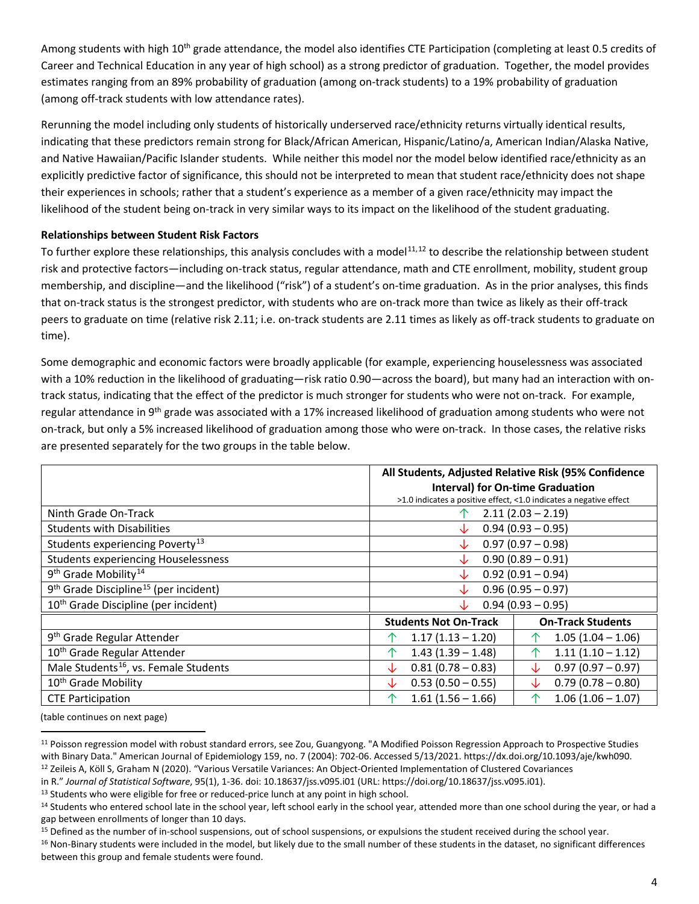Among students with high 10th grade attendance, the model also identifies CTE Participation (completing at least 0.5 credits of Career and Technical Education in any year of high school) as a strong predictor of graduation. Together, the model provides estimates ranging from an 89% probability of graduation (among on-track students) to a 19% probability of graduation (among off-track students with low attendance rates).

Rerunning the model including only students of historically underserved race/ethnicity returns virtually identical results, indicating that these predictors remain strong for Black/African American, Hispanic/Latino/a, American Indian/Alaska Native, and Native Hawaiian/Pacific Islander students. While neither this model nor the model below identified race/ethnicity as an explicitly predictive factor of significance, this should not be interpreted to mean that student race/ethnicity does not shape their experiences in schools; rather that a student's experience as a member of a given race/ethnicity may impact the likelihood of the student being on-track in very similar ways to its impact on the likelihood of the student graduating.

**Relationships between Student Risk Factors**

To further explore these relationships, this analysis concludes with a model[11,12] to describe the relationship between student risk and protective factors—including on-track status, regular attendance, math and CTE enrollment, mobility, student group membership, and discipline—and the likelihood ("risk") of a student's on-time graduation. As in the prior analyses, this finds that on-track status is the strongest predictor, with students who are on-track more than twice as likely as their off-track peers to graduate on time (relative risk 2.11; i.e. on-track students are 2.11 times as likely as off-track students to graduate on time).

Some demographic and economic factors were broadly applicable (for example, experiencing houselessness was associated with a 10% reduction in the likelihood of graduating—risk ratio 0.90—across the board), but many had an interaction with on-track status, indicating that the effect of the predictor is much stronger for students who were not on-track. For example, regular attendance in 9th grade was associated with a 17% increased likelihood of graduation among students who were not on-track, but only a 5% increased likelihood of graduation among those who were on-track. In those cases, the relative risks are presented separately for the two groups in the table below.

| | All Students, Adjusted Relative Risk (95% Confidence Interval) for On-time Graduation<br>>1.0 indicates a positive effect, <1.0 indicates a negative effect | |
|---|---|---|
| Ninth Grade On-Track | ↑ 2.11 (2.03 – 2.19) | |
| Students with Disabilities | ↓ 0.94 (0.93 – 0.95) | |
| Students experiencing Poverty[13] | ↓ 0.97 (0.97 – 0.98) | |
| Students experiencing Houselessness | ↓ 0.90 (0.89 – 0.91) | |
| 9th Grade Mobility[14] | ↓ 0.92 (0.91 – 0.94) | |
| 9th Grade Discipline[15] (per incident) | ↓ 0.96 (0.95 – 0.97) | |
| 10th Grade Discipline (per incident) | ↓ 0.94 (0.93 – 0.95) | |
| | **Students Not On-Track** | **On-Track Students** |
| 9th Grade Regular Attender | ↑ 1.17 (1.13 – 1.20) | ↑ 1.05 (1.04 – 1.06) |
| 10th Grade Regular Attender | ↑ 1.43 (1.39 – 1.48) | ↑ 1.11 (1.10 – 1.12) |
| Male Students[16], vs. Female Students | ↓ 0.81 (0.78 – 0.83) | ↓ 0.97 (0.97 – 0.97) |
| 10th Grade Mobility | ↓ 0.53 (0.50 – 0.55) | ↓ 0.79 (0.78 – 0.80) |
| CTE Participation | ↑ 1.61 (1.56 – 1.66) | ↑ 1.06 (1.06 – 1.07) |

(table continues on next page)

[11] Poisson regression model with robust standard errors, see Zou, Guangyong. "A Modified Poisson Regression Approach to Prospective Studies with Binary Data." American Journal of Epidemiology 159, no. 7 (2004): 702-06. Accessed 5/13/2021. https://dx.doi.org/10.1093/aje/kwh090.

[12] Zeileis A, Köll S, Graham N (2020). "Various Versatile Variances: An Object-Oriented Implementation of Clustered Covariances in R." *Journal of Statistical Software*, 95(1), 1-36. doi: 10.18637/jss.v095.i01 (URL: https://doi.org/10.18637/jss.v095.i01).

[13] Students who were eligible for free or reduced-price lunch at any point in high school.

[14] Students who entered school late in the school year, left school early in the school year, attended more than one school during the year, or had a gap between enrollments of longer than 10 days.

[15] Defined as the number of in-school suspensions, out of school suspensions, or expulsions the student received during the school year.

[16] Non-Binary students were included in the model, but likely due to the small number of these students in the dataset, no significant differences between this group and female students were found.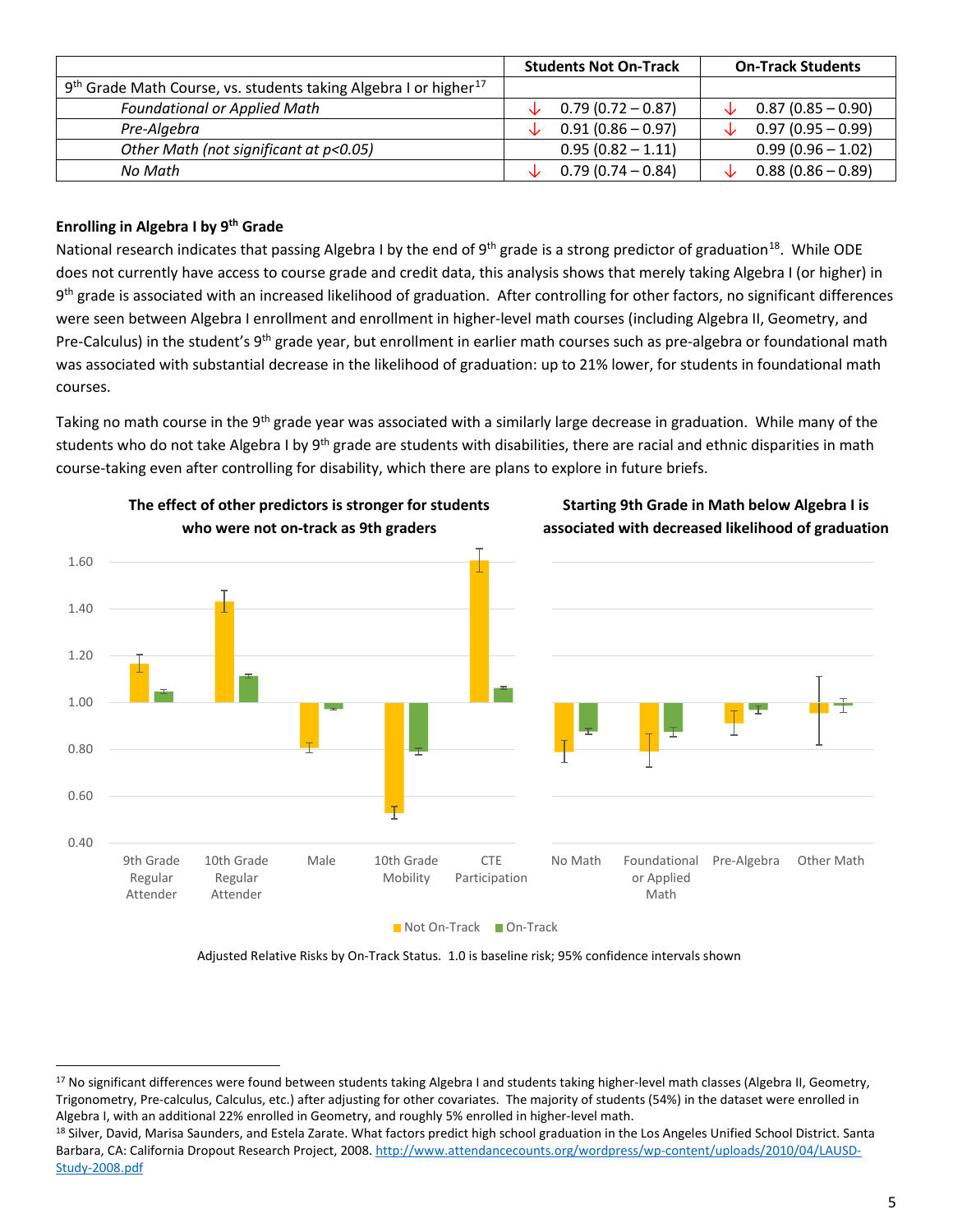| | Students Not On-Track | On-Track Students |
|---|---|---|
| 9th Grade Math Course, vs. students taking Algebra I or higher[17] | | |
| *Foundational or Applied Math* | ↓ 0.79 (0.72 – 0.87) | ↓ 0.87 (0.85 – 0.90) |
| *Pre-Algebra* | ↓ 0.91 (0.86 – 0.97) | ↓ 0.97 (0.95 – 0.99) |
| *Other Math (not significant at p<0.05)* | 0.95 (0.82 – 1.11) | 0.99 (0.96 – 1.02) |
| *No Math* | ↓ 0.79 (0.74 – 0.84) | ↓ 0.88 (0.86 – 0.89) |

**Enrolling in Algebra I by 9th Grade**

National research indicates that passing Algebra I by the end of 9th grade is a strong predictor of graduation[18]. While ODE does not currently have access to course grade and credit data, this analysis shows that merely taking Algebra I (or higher) in 9th grade is associated with an increased likelihood of graduation. After controlling for other factors, no significant differences were seen between Algebra I enrollment and enrollment in higher-level math courses (including Algebra II, Geometry, and Pre-Calculus) in the student's 9th grade year, but enrollment in earlier math courses such as pre-algebra or foundational math was associated with substantial decrease in the likelihood of graduation: up to 21% lower, for students in foundational math courses.

Taking no math course in the 9th grade year was associated with a similarly large decrease in graduation. While many of the students who do not take Algebra I by 9th grade are students with disabilities, there are racial and ethnic disparities in math course-taking even after controlling for disability, which there are plans to explore in future briefs.

**The effect of other predictors is stronger for students who were not on-track as 9th graders**

**Starting 9th Grade in Math below Algebra I is associated with decreased likelihood of graduation**

Adjusted Relative Risks by On-Track Status. 1.0 is baseline risk; 95% confidence intervals shown

---

[17] No significant differences were found between students taking Algebra I and students taking higher-level math classes (Algebra II, Geometry, Trigonometry, Pre-calculus, Calculus, etc.) after adjusting for other covariates. The majority of students (54%) in the dataset were enrolled in Algebra I, with an additional 22% enrolled in Geometry, and roughly 5% enrolled in higher-level math.

[18] Silver, David, Marisa Saunders, and Estela Zarate. What factors predict high school graduation in the Los Angeles Unified School District. Santa Barbara, CA: California Dropout Research Project, 2008. http://www.attendancecounts.org/wordpress/wp-content/uploads/2010/04/LAUSD-Study-2008.pdf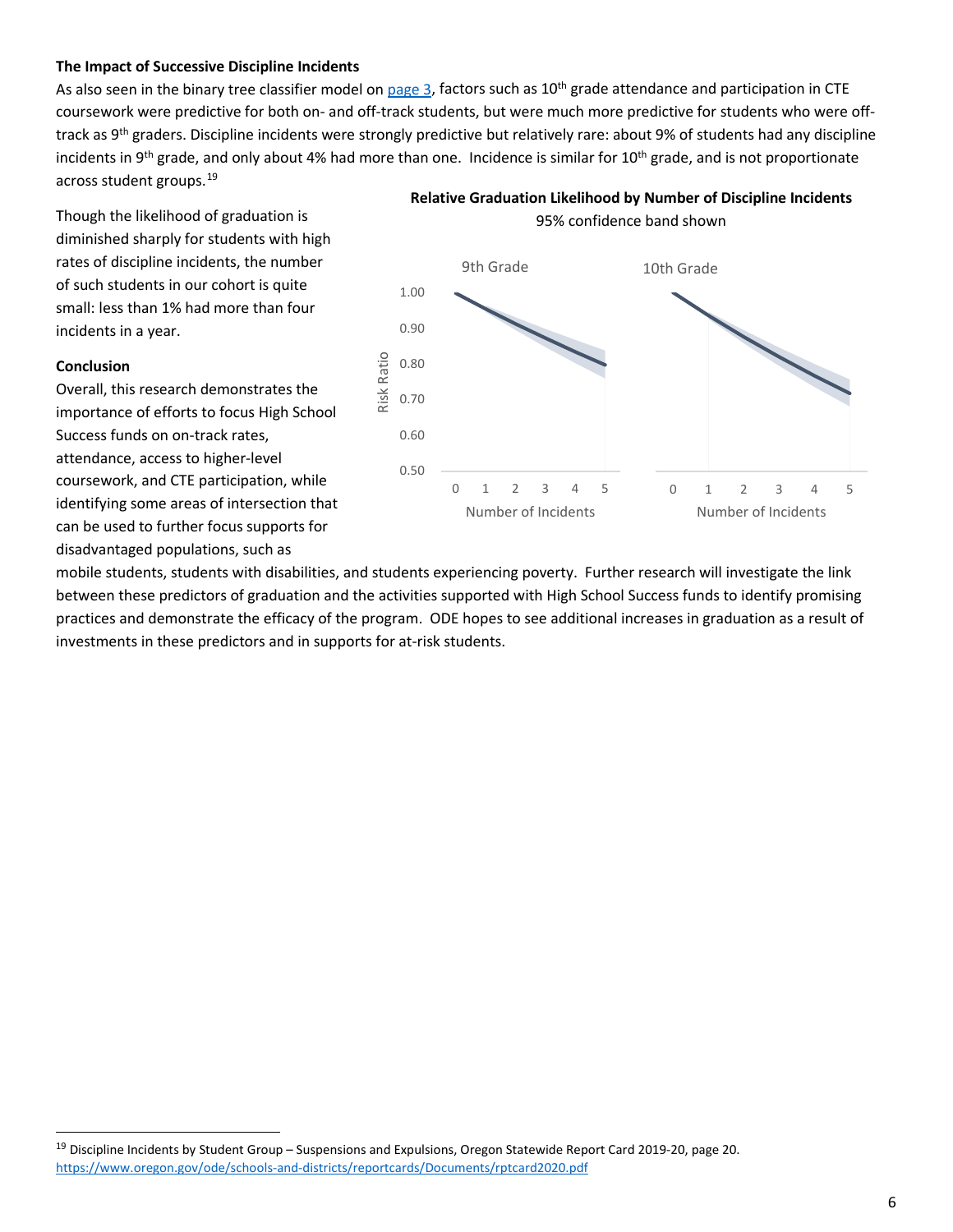**The Impact of Successive Discipline Incidents**

As also seen in the binary tree classifier model on [page 3](#), factors such as 10th grade attendance and participation in CTE coursework were predictive for both on- and off-track students, but were much more predictive for students who were off-track as 9th graders. Discipline incidents were strongly predictive but relatively rare: about 9% of students had any discipline incidents in 9th grade, and only about 4% had more than one. Incidence is similar for 10th grade, and is not proportionate across student groups.[19]

Though the likelihood of graduation is diminished sharply for students with high rates of discipline incidents, the number of such students in our cohort is quite small: less than 1% had more than four incidents in a year.

**Relative Graduation Likelihood by Number of Discipline Incidents**

95% confidence band shown

9th Grade

10th Grade

Risk Ratio

1.00
0.90
0.80
0.70
0.60
0.50

0 1 2 3 4 5

Number of Incidents

0 1 2 3 4 5

Number of Incidents

**Conclusion**

Overall, this research demonstrates the importance of efforts to focus High School Success funds on on-track rates, attendance, access to higher-level coursework, and CTE participation, while identifying some areas of intersection that can be used to further focus supports for disadvantaged populations, such as mobile students, students with disabilities, and students experiencing poverty. Further research will investigate the link between these predictors of graduation and the activities supported with High School Success funds to identify promising practices and demonstrate the efficacy of the program. ODE hopes to see additional increases in graduation as a result of investments in these predictors and in supports for at-risk students.

---

[19] Discipline Incidents by Student Group – Suspensions and Expulsions, Oregon Statewide Report Card 2019-20, page 20. https://www.oregon.gov/ode/schools-and-districts/reportcards/Documents/rptcard2020.pdf